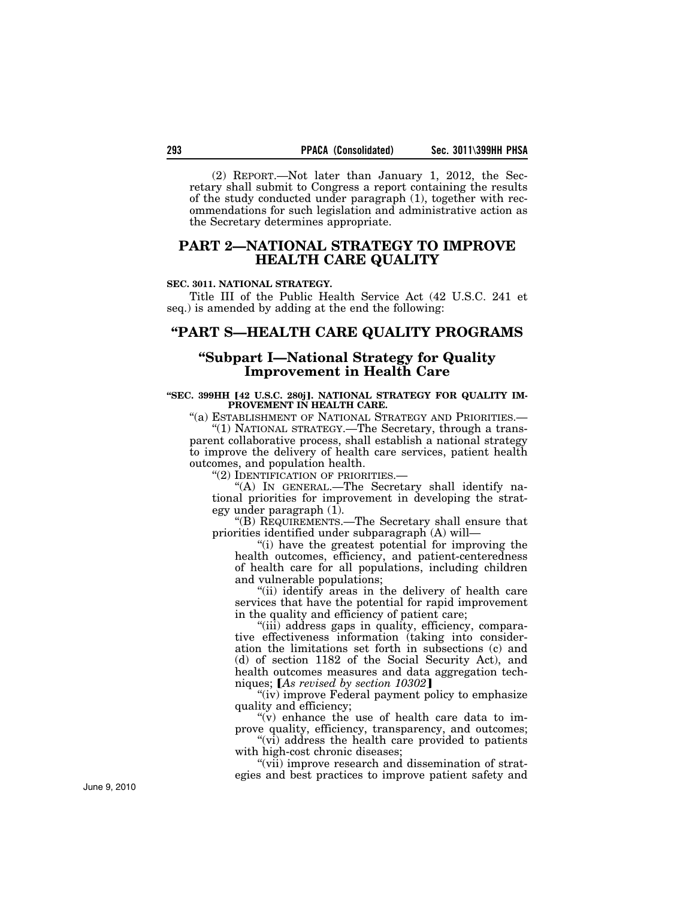(2) REPORT.—Not later than January 1, 2012, the Secretary shall submit to Congress a report containing the results of the study conducted under paragraph (1), together with recommendations for such legislation and administrative action as the Secretary determines appropriate.

## PART 2—NATIONAL STRATEGY TO IMPROVE HEALTH CARE QUALITY

**SEC. 3011. NATIONAL STRATEGY.**

Title III of the Public Health Service Act (42 U.S.C. 241 et seq.) is amended by adding at the end the following:

## "PART S—HEALTH CARE QUALITY PROGRAMS

### "Subpart I—National Strategy for Quality Improvement in Health Care

**"SEC. 399HH [42 U.S.C. 280j]. NATIONAL STRATEGY FOR QUALITY IMPROVEMENT IN HEALTH CARE.**

"(a) ESTABLISHMENT OF NATIONAL STRATEGY AND PRIORITIES.—

"(1) NATIONAL STRATEGY.—The Secretary, through a transparent collaborative process, shall establish a national strategy to improve the delivery of health care services, patient health outcomes, and population health.

"(2) IDENTIFICATION OF PRIORITIES.—

"(A) IN GENERAL.—The Secretary shall identify national priorities for improvement in developing the strategy under paragraph (1).

"(B) REQUIREMENTS.—The Secretary shall ensure that priorities identified under subparagraph (A) will—

"(i) have the greatest potential for improving the health outcomes, efficiency, and patient-centeredness of health care for all populations, including children and vulnerable populations;

"(ii) identify areas in the delivery of health care services that have the potential for rapid improvement in the quality and efficiency of patient care;

"(iii) address gaps in quality, efficiency, comparative effectiveness information (taking into consideration the limitations set forth in subsections (c) and (d) of section 1182 of the Social Security Act), and health outcomes measures and data aggregation techniques; [*As revised by section 10302*]

"(iv) improve Federal payment policy to emphasize quality and efficiency;

"(v) enhance the use of health care data to improve quality, efficiency, transparency, and outcomes;

"(vi) address the health care provided to patients with high-cost chronic diseases;

"(vii) improve research and dissemination of strategies and best practices to improve patient safety and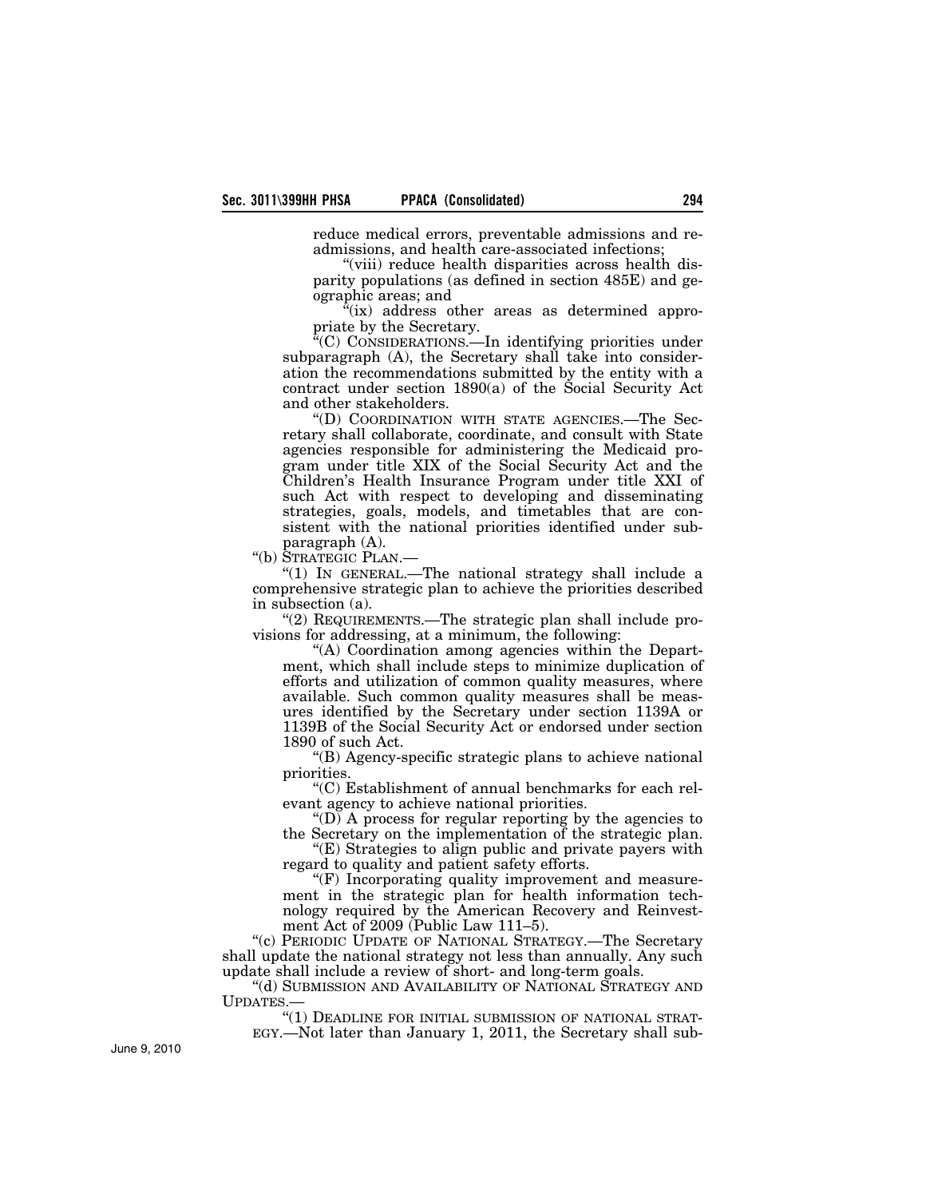reduce medical errors, preventable admissions and readmissions, and health care-associated infections;

"(viii) reduce health disparities across health disparity populations (as defined in section 485E) and geographic areas; and

"(ix) address other areas as determined appropriate by the Secretary.

"(C) CONSIDERATIONS.—In identifying priorities under subparagraph (A), the Secretary shall take into consideration the recommendations submitted by the entity with a contract under section 1890(a) of the Social Security Act and other stakeholders.

"(D) COORDINATION WITH STATE AGENCIES.—The Secretary shall collaborate, coordinate, and consult with State agencies responsible for administering the Medicaid program under title XIX of the Social Security Act and the Children's Health Insurance Program under title XXI of such Act with respect to developing and disseminating strategies, goals, models, and timetables that are consistent with the national priorities identified under subparagraph (A).

"(b) STRATEGIC PLAN.—

"(1) IN GENERAL.—The national strategy shall include a comprehensive strategic plan to achieve the priorities described in subsection (a).

"(2) REQUIREMENTS.—The strategic plan shall include provisions for addressing, at a minimum, the following:

"(A) Coordination among agencies within the Department, which shall include steps to minimize duplication of efforts and utilization of common quality measures, where available. Such common quality measures shall be measures identified by the Secretary under section 1139A or 1139B of the Social Security Act or endorsed under section 1890 of such Act.

"(B) Agency-specific strategic plans to achieve national priorities.

"(C) Establishment of annual benchmarks for each relevant agency to achieve national priorities.

"(D) A process for regular reporting by the agencies to the Secretary on the implementation of the strategic plan.

"(E) Strategies to align public and private payers with regard to quality and patient safety efforts.

"(F) Incorporating quality improvement and measurement in the strategic plan for health information technology required by the American Recovery and Reinvestment Act of 2009 (Public Law 111–5).

"(c) PERIODIC UPDATE OF NATIONAL STRATEGY.—The Secretary shall update the national strategy not less than annually. Any such update shall include a review of short- and long-term goals.

"(d) SUBMISSION AND AVAILABILITY OF NATIONAL STRATEGY AND UPDATES.—

"(1) DEADLINE FOR INITIAL SUBMISSION OF NATIONAL STRATEGY.—Not later than January 1, 2011, the Secretary shall sub-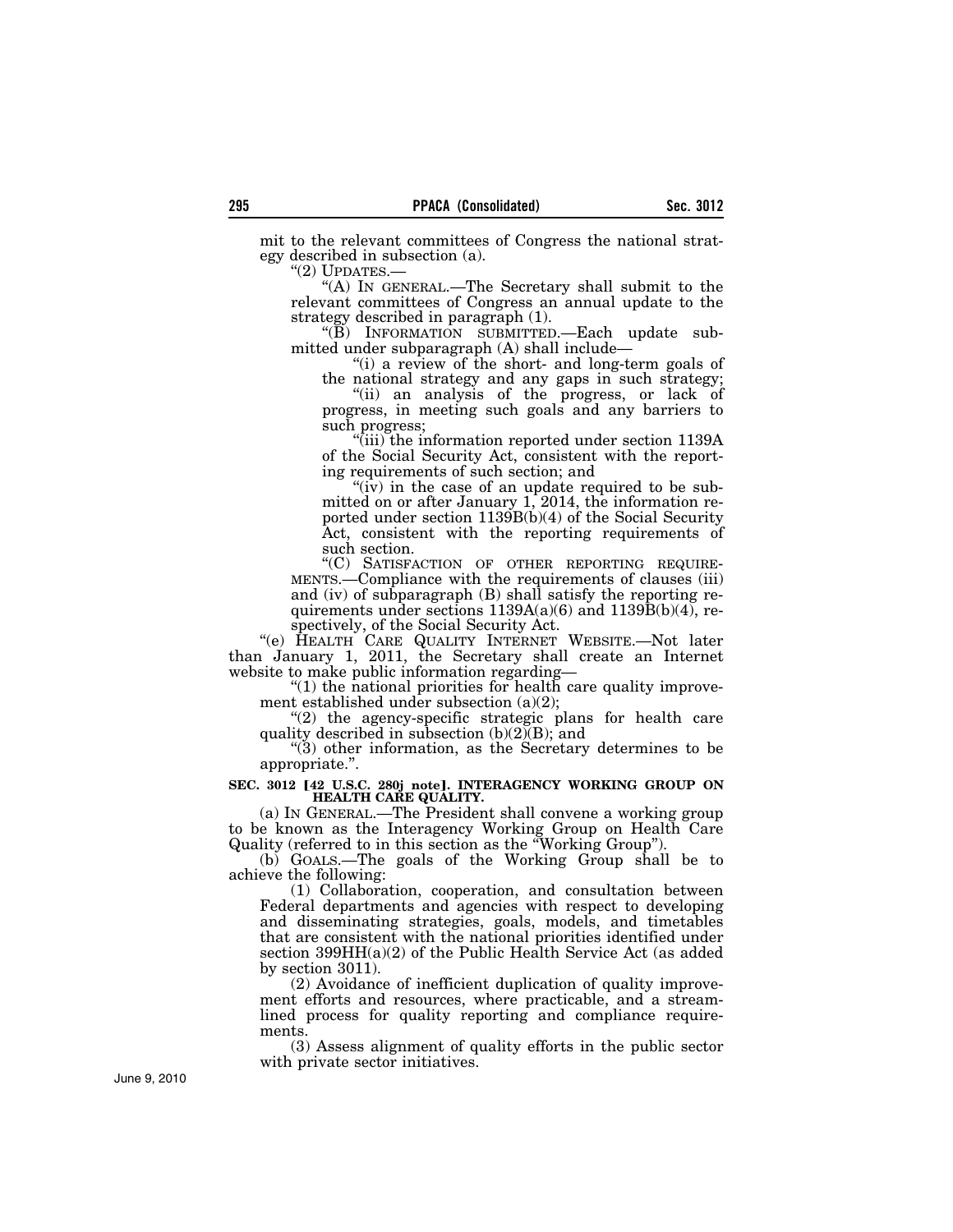mit to the relevant committees of Congress the national strategy described in subsection (a).

"(2) UPDATES.—

"(A) IN GENERAL.—The Secretary shall submit to the relevant committees of Congress an annual update to the strategy described in paragraph (1).

"(B) INFORMATION SUBMITTED.—Each update submitted under subparagraph (A) shall include—

"(i) a review of the short- and long-term goals of the national strategy and any gaps in such strategy;

"(ii) an analysis of the progress, or lack of progress, in meeting such goals and any barriers to such progress;

"(iii) the information reported under section 1139A of the Social Security Act, consistent with the reporting requirements of such section; and

"(iv) in the case of an update required to be submitted on or after January 1, 2014, the information reported under section 1139B(b)(4) of the Social Security Act, consistent with the reporting requirements of such section.

"(C) SATISFACTION OF OTHER REPORTING REQUIREMENTS.—Compliance with the requirements of clauses (iii) and (iv) of subparagraph (B) shall satisfy the reporting requirements under sections 1139A(a)(6) and 1139B(b)(4), respectively, of the Social Security Act.

"(e) HEALTH CARE QUALITY INTERNET WEBSITE.—Not later than January 1, 2011, the Secretary shall create an Internet website to make public information regarding—

"(1) the national priorities for health care quality improvement established under subsection (a)(2);

"(2) the agency-specific strategic plans for health care quality described in subsection (b)(2)(B); and

"(3) other information, as the Secretary determines to be appropriate.".

**SEC. 3012 [42 U.S.C. 280j note]. INTERAGENCY WORKING GROUP ON HEALTH CARE QUALITY.**

(a) IN GENERAL.—The President shall convene a working group to be known as the Interagency Working Group on Health Care Quality (referred to in this section as the "Working Group").

(b) GOALS.—The goals of the Working Group shall be to achieve the following:

(1) Collaboration, cooperation, and consultation between Federal departments and agencies with respect to developing and disseminating strategies, goals, models, and timetables that are consistent with the national priorities identified under section 399HH(a)(2) of the Public Health Service Act (as added by section 3011).

(2) Avoidance of inefficient duplication of quality improvement efforts and resources, where practicable, and a streamlined process for quality reporting and compliance requirements.

(3) Assess alignment of quality efforts in the public sector with private sector initiatives.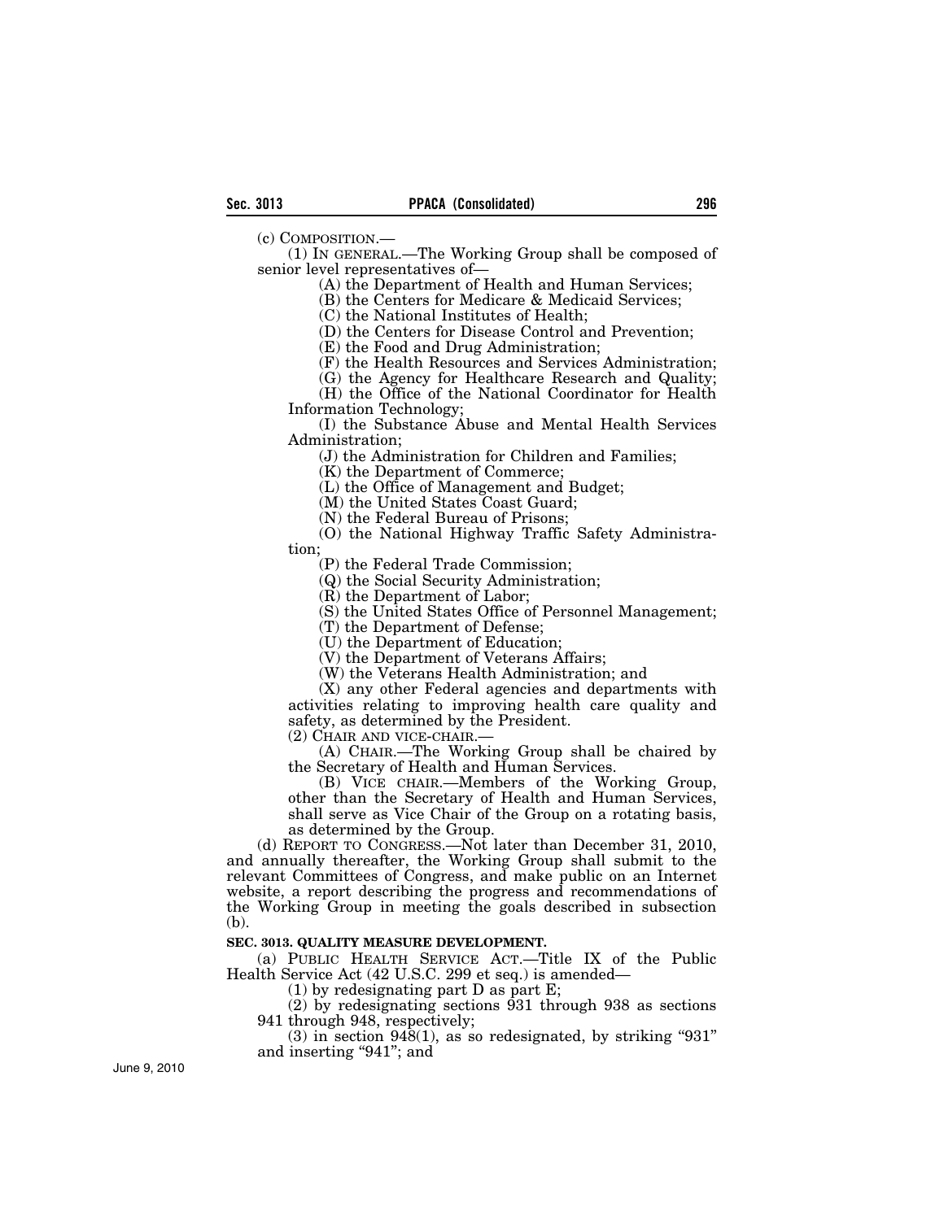(c) COMPOSITION.—

(1) IN GENERAL.—The Working Group shall be composed of senior level representatives of—

(A) the Department of Health and Human Services;

(B) the Centers for Medicare & Medicaid Services;

(C) the National Institutes of Health;

(D) the Centers for Disease Control and Prevention;

(E) the Food and Drug Administration;

(F) the Health Resources and Services Administration;

(G) the Agency for Healthcare Research and Quality;

(H) the Office of the National Coordinator for Health Information Technology;

(I) the Substance Abuse and Mental Health Services Administration;

(J) the Administration for Children and Families;

(K) the Department of Commerce;

(L) the Office of Management and Budget;

(M) the United States Coast Guard;

(N) the Federal Bureau of Prisons;

(O) the National Highway Traffic Safety Administration;

(P) the Federal Trade Commission;

(Q) the Social Security Administration;

(R) the Department of Labor;

(S) the United States Office of Personnel Management;

(T) the Department of Defense;

(U) the Department of Education;

(V) the Department of Veterans Affairs;

(W) the Veterans Health Administration; and

(X) any other Federal agencies and departments with activities relating to improving health care quality and safety, as determined by the President.

(2) CHAIR AND VICE-CHAIR.—

(A) CHAIR.—The Working Group shall be chaired by the Secretary of Health and Human Services.

(B) VICE CHAIR.—Members of the Working Group, other than the Secretary of Health and Human Services, shall serve as Vice Chair of the Group on a rotating basis, as determined by the Group.

(d) REPORT TO CONGRESS.—Not later than December 31, 2010, and annually thereafter, the Working Group shall submit to the relevant Committees of Congress, and make public on an Internet website, a report describing the progress and recommendations of the Working Group in meeting the goals described in subsection (b).

**SEC. 3013. QUALITY MEASURE DEVELOPMENT.**

(a) PUBLIC HEALTH SERVICE ACT.—Title IX of the Public Health Service Act (42 U.S.C. 299 et seq.) is amended—

(1) by redesignating part D as part E;

(2) by redesignating sections 931 through 938 as sections 941 through 948, respectively;

(3) in section 948(1), as so redesignated, by striking "931" and inserting "941"; and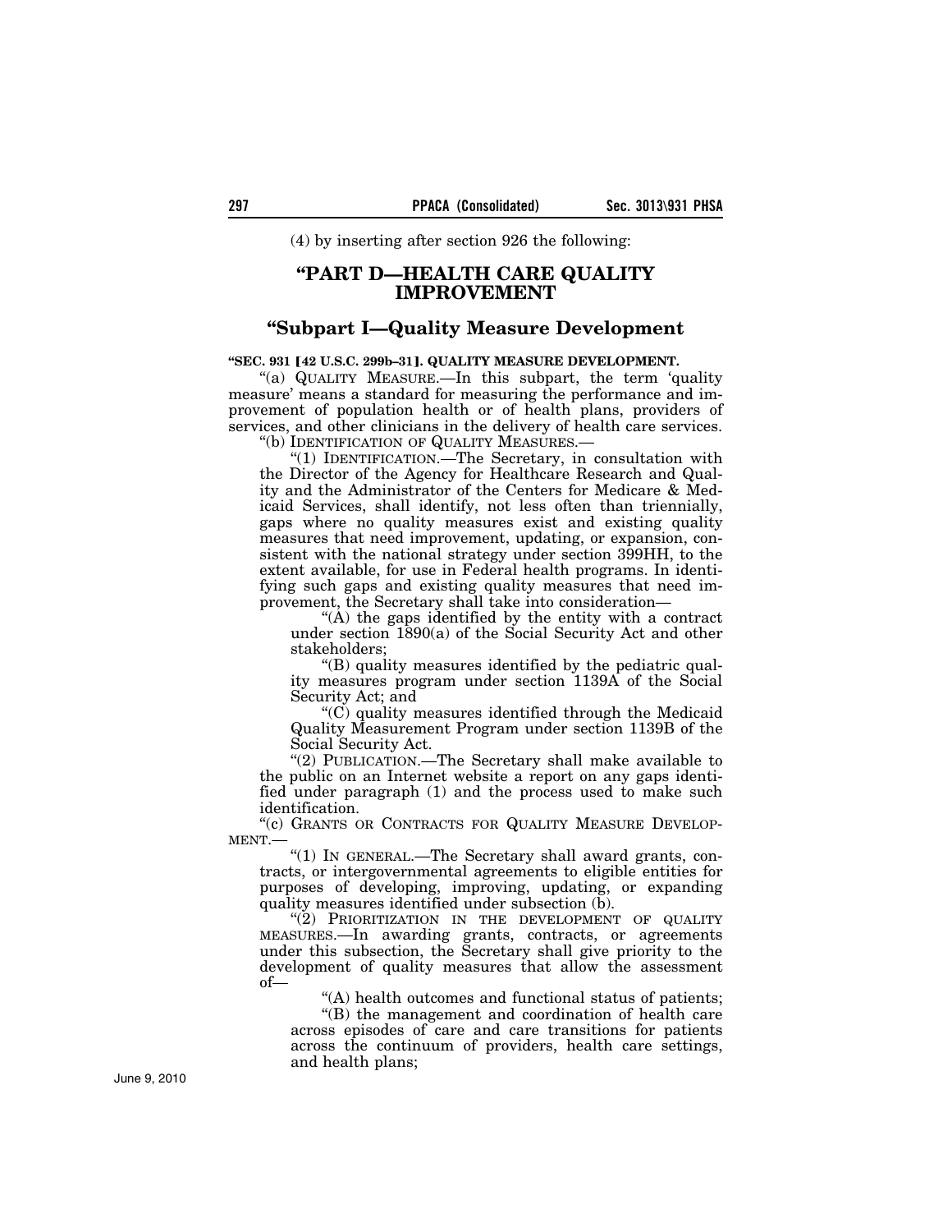(4) by inserting after section 926 the following:

## "PART D—HEALTH CARE QUALITY IMPROVEMENT

### "Subpart I—Quality Measure Development

**"SEC. 931 [42 U.S.C. 299b–31]. QUALITY MEASURE DEVELOPMENT.**

"(a) QUALITY MEASURE.—In this subpart, the term 'quality measure' means a standard for measuring the performance and improvement of population health or of health plans, providers of services, and other clinicians in the delivery of health care services.

"(b) IDENTIFICATION OF QUALITY MEASURES.—

"(1) IDENTIFICATION.—The Secretary, in consultation with the Director of the Agency for Healthcare Research and Quality and the Administrator of the Centers for Medicare & Medicaid Services, shall identify, not less often than triennially, gaps where no quality measures exist and existing quality measures that need improvement, updating, or expansion, consistent with the national strategy under section 399HH, to the extent available, for use in Federal health programs. In identifying such gaps and existing quality measures that need improvement, the Secretary shall take into consideration—

"(A) the gaps identified by the entity with a contract under section 1890(a) of the Social Security Act and other stakeholders;

"(B) quality measures identified by the pediatric quality measures program under section 1139A of the Social Security Act; and

"(C) quality measures identified through the Medicaid Quality Measurement Program under section 1139B of the Social Security Act.

"(2) PUBLICATION.—The Secretary shall make available to the public on an Internet website a report on any gaps identified under paragraph (1) and the process used to make such identification.

"(c) GRANTS OR CONTRACTS FOR QUALITY MEASURE DEVELOPMENT.—

"(1) IN GENERAL.—The Secretary shall award grants, contracts, or intergovernmental agreements to eligible entities for purposes of developing, improving, updating, or expanding quality measures identified under subsection (b).

"(2) PRIORITIZATION IN THE DEVELOPMENT OF QUALITY MEASURES.—In awarding grants, contracts, or agreements under this subsection, the Secretary shall give priority to the development of quality measures that allow the assessment of—

"(A) health outcomes and functional status of patients;

"(B) the management and coordination of health care across episodes of care and care transitions for patients across the continuum of providers, health care settings, and health plans;